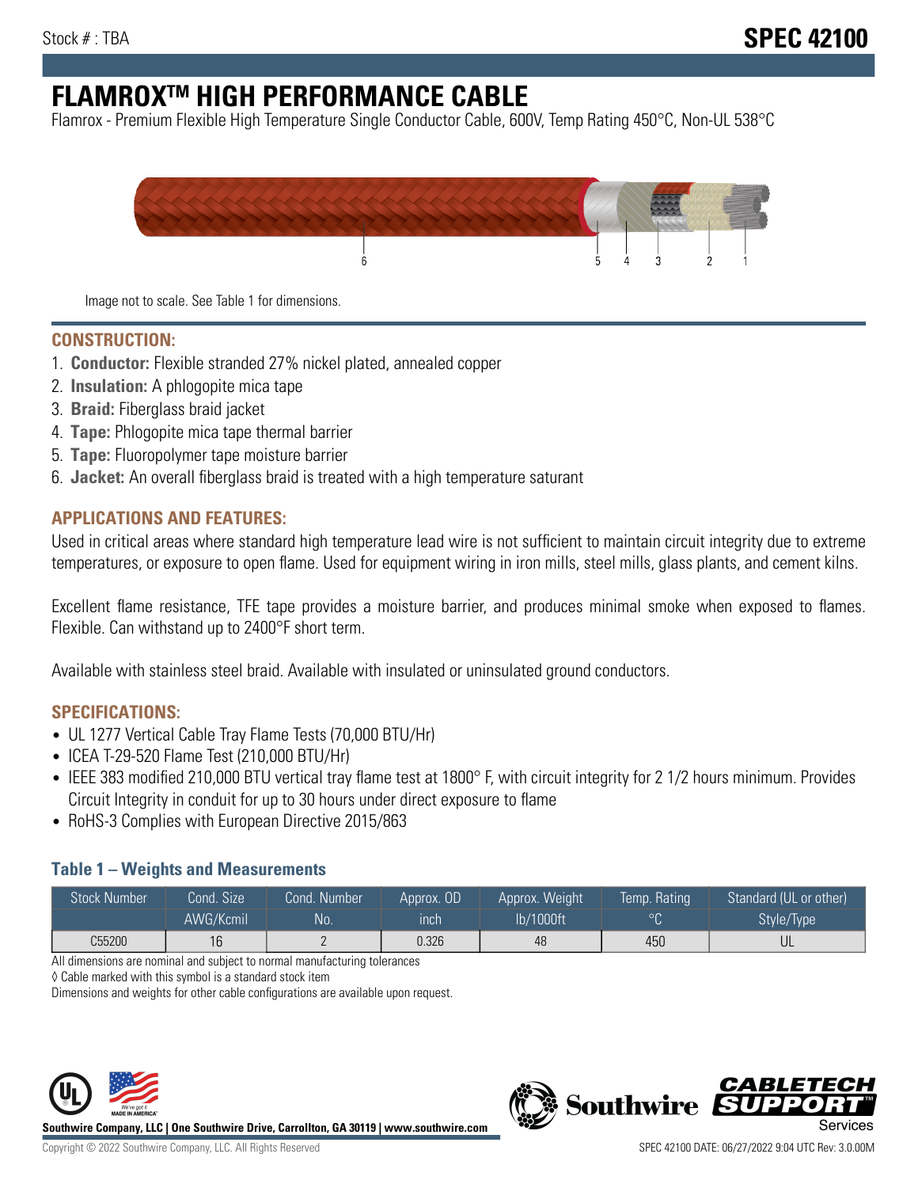Stock # : TBA

# SPEC 42100

# FLAMROX™ HIGH PERFORMANCE CABLE

Flamrox - Premium Flexible High Temperature Single Conductor Cable, 600V, Temp Rating 450°C, Non-UL 538°C

Image not to scale. See Table 1 for dimensions.

## CONSTRUCTION:

1. **Conductor:** Flexible stranded 27% nickel plated, annealed copper
2. **Insulation:** A phlogopite mica tape
3. **Braid:** Fiberglass braid jacket
4. **Tape:** Phlogopite mica tape thermal barrier
5. **Tape:** Fluoropolymer tape moisture barrier
6. **Jacket:** An overall fiberglass braid is treated with a high temperature saturant

## APPLICATIONS AND FEATURES:

Used in critical areas where standard high temperature lead wire is not sufficient to maintain circuit integrity due to extreme temperatures, or exposure to open flame. Used for equipment wiring in iron mills, steel mills, glass plants, and cement kilns.

Excellent flame resistance, TFE tape provides a moisture barrier, and produces minimal smoke when exposed to flames. Flexible. Can withstand up to 2400°F short term.

Available with stainless steel braid. Available with insulated or uninsulated ground conductors.

## SPECIFICATIONS:

- UL 1277 Vertical Cable Tray Flame Tests (70,000 BTU/Hr)
- ICEA T-29-520 Flame Test (210,000 BTU/Hr)
- IEEE 383 modified 210,000 BTU vertical tray flame test at 1800° F, with circuit integrity for 2 1/2 hours minimum. Provides Circuit Integrity in conduit for up to 30 hours under direct exposure to flame
- RoHS-3 Complies with European Directive 2015/863

### Table 1 – Weights and Measurements

| Stock Number | Cond. Size AWG/Kcmil | Cond. Number No. | Approx. OD inch | Approx. Weight lb/1000ft | Temp. Rating °C | Standard (UL or other) Style/Type |
|---|---|---|---|---|---|---|
| C55200 | 16 | 2 | 0.326 | 48 | 450 | UL |

All dimensions are nominal and subject to normal manufacturing tolerances

◊ Cable marked with this symbol is a standard stock item

Dimensions and weights for other cable configurations are available upon request.

**Southwire Company, LLC | One Southwire Drive, Carrollton, GA 30119 | www.southwire.com**

Copyright © 2022 Southwire Company, LLC. All Rights Reserved

SPEC 42100 DATE: 06/27/2022 9:04 UTC Rev: 3.0.00M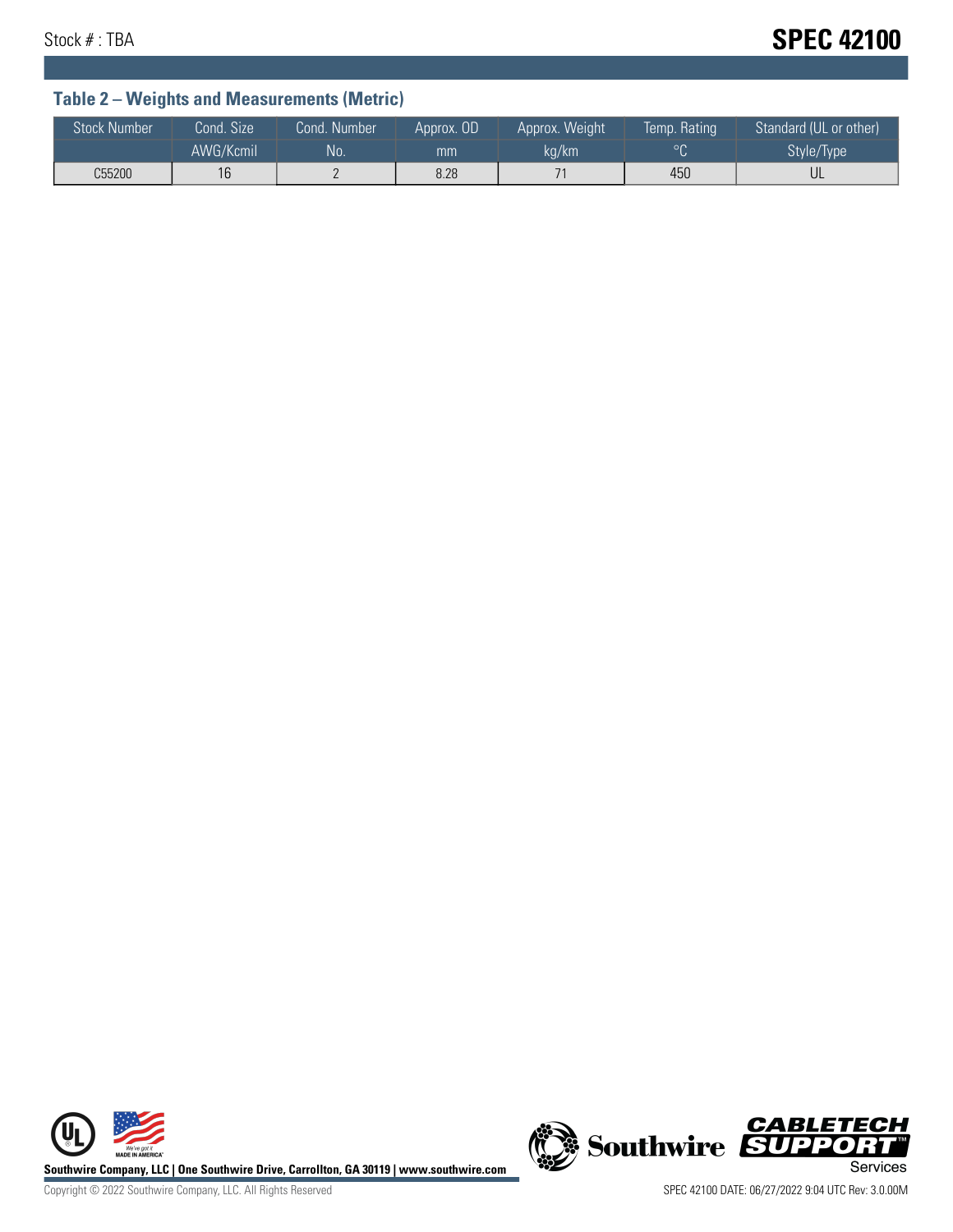### Table 2 – Weights and Measurements (Metric)

| Stock Number | Cond. Size | Cond. Number | Approx. OD | Approx. Weight | Temp. Rating | Standard (UL or other) |
|---|---|---|---|---|---|---|
| | AWG/Kcmil | No. | mm | kg/km | °C | Style/Type |
| C55200 | 16 | 2 | 8.28 | 71 | 450 | UL |